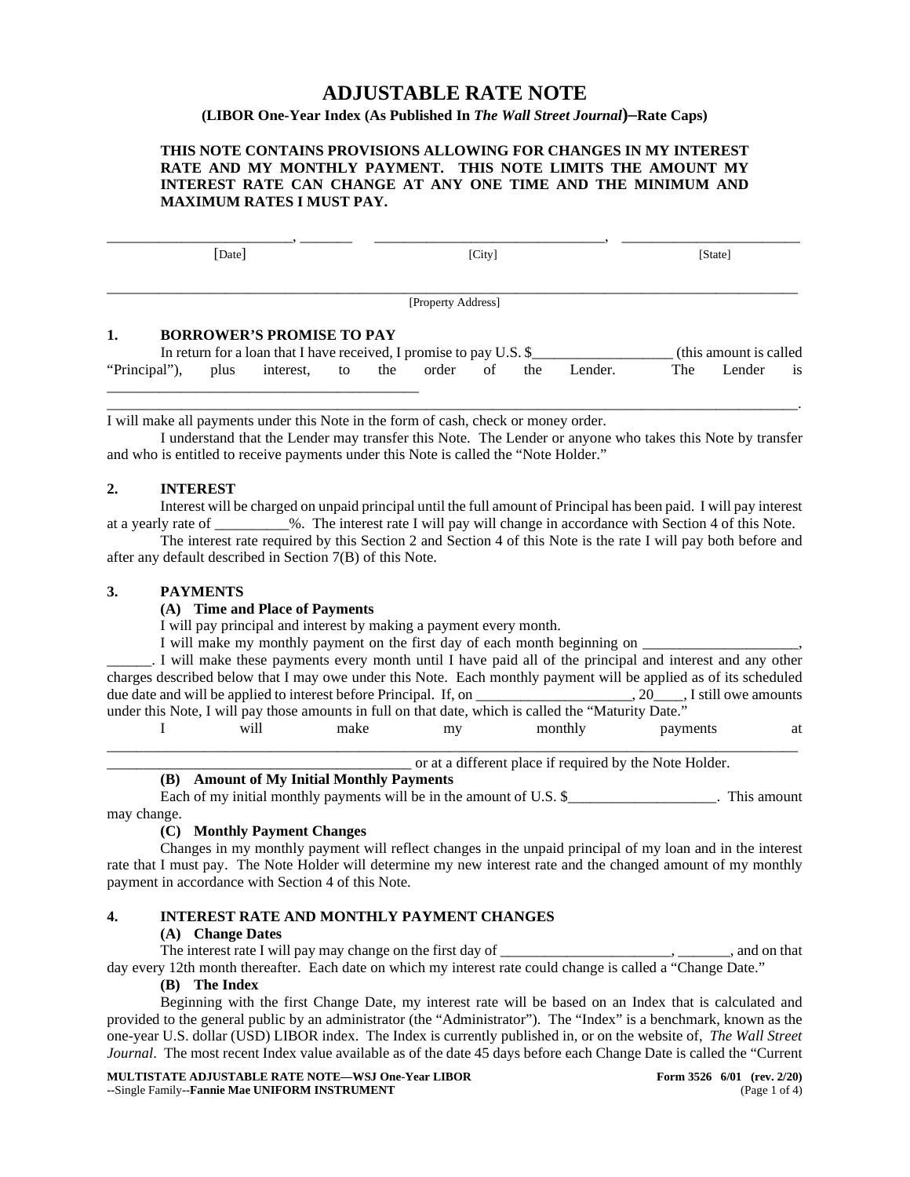# ADJUSTABLE RATE NOTE

**(LIBOR One-Year Index (As Published In *The Wall Street Journal*)–Rate Caps)**

**THIS NOTE CONTAINS PROVISIONS ALLOWING FOR CHANGES IN MY INTEREST RATE AND MY MONTHLY PAYMENT. THIS NOTE LIMITS THE AMOUNT MY INTEREST RATE CAN CHANGE AT ANY ONE TIME AND THE MINIMUM AND MAXIMUM RATES I MUST PAY.**

_________________________, _______ &nbsp;&nbsp; ________________________________, &nbsp;&nbsp; _________________________
[Date] &nbsp;&nbsp;&nbsp;&nbsp;&nbsp;&nbsp;&nbsp;&nbsp;&nbsp;&nbsp;&nbsp;&nbsp;&nbsp;&nbsp;&nbsp;&nbsp;&nbsp;&nbsp;&nbsp;&nbsp; [City] &nbsp;&nbsp;&nbsp;&nbsp;&nbsp;&nbsp;&nbsp;&nbsp;&nbsp;&nbsp;&nbsp;&nbsp;&nbsp;&nbsp;&nbsp;&nbsp;&nbsp;&nbsp;&nbsp;&nbsp; [State]

_____________________________________________________________________________________________
[Property Address]

## 1. BORROWER'S PROMISE TO PAY

In return for a loan that I have received, I promise to pay U.S. $___________________ (this amount is called "Principal"), plus interest, to the order of the Lender. The Lender is __________________________________________
_____________________________________________________________________________________________. I will make all payments under this Note in the form of cash, check or money order.

I understand that the Lender may transfer this Note. The Lender or anyone who takes this Note by transfer and who is entitled to receive payments under this Note is called the "Note Holder."

## 2. INTEREST

Interest will be charged on unpaid principal until the full amount of Principal has been paid. I will pay interest at a yearly rate of __________%. The interest rate I will pay will change in accordance with Section 4 of this Note.

The interest rate required by this Section 2 and Section 4 of this Note is the rate I will pay both before and after any default described in Section 7(B) of this Note.

## 3. PAYMENTS

### (A) Time and Place of Payments

I will pay principal and interest by making a payment every month.

I will make my monthly payment on the first day of each month beginning on _____________________, ______. I will make these payments every month until I have paid all of the principal and interest and any other charges described below that I may owe under this Note. Each monthly payment will be applied as of its scheduled due date and will be applied to interest before Principal. If, on _____________________, 20____, I still owe amounts under this Note, I will pay those amounts in full on that date, which is called the "Maturity Date."

I will make my monthly payments at _____________________________________________________________________________________________
________________________________________ or at a different place if required by the Note Holder.

### (B) Amount of My Initial Monthly Payments

Each of my initial monthly payments will be in the amount of U.S. $____________________. This amount may change.

### (C) Monthly Payment Changes

Changes in my monthly payment will reflect changes in the unpaid principal of my loan and in the interest rate that I must pay. The Note Holder will determine my new interest rate and the changed amount of my monthly payment in accordance with Section 4 of this Note.

## 4. INTEREST RATE AND MONTHLY PAYMENT CHANGES

### (A) Change Dates

The interest rate I will pay may change on the first day of _______________________, _______, and on that day every 12th month thereafter. Each date on which my interest rate could change is called a "Change Date."

### (B) The Index

Beginning with the first Change Date, my interest rate will be based on an Index that is calculated and provided to the general public by an administrator (the "Administrator"). The "Index" is a benchmark, known as the one-year U.S. dollar (USD) LIBOR index. The Index is currently published in, or on the website of, *The Wall Street Journal*. The most recent Index value available as of the date 45 days before each Change Date is called the "Current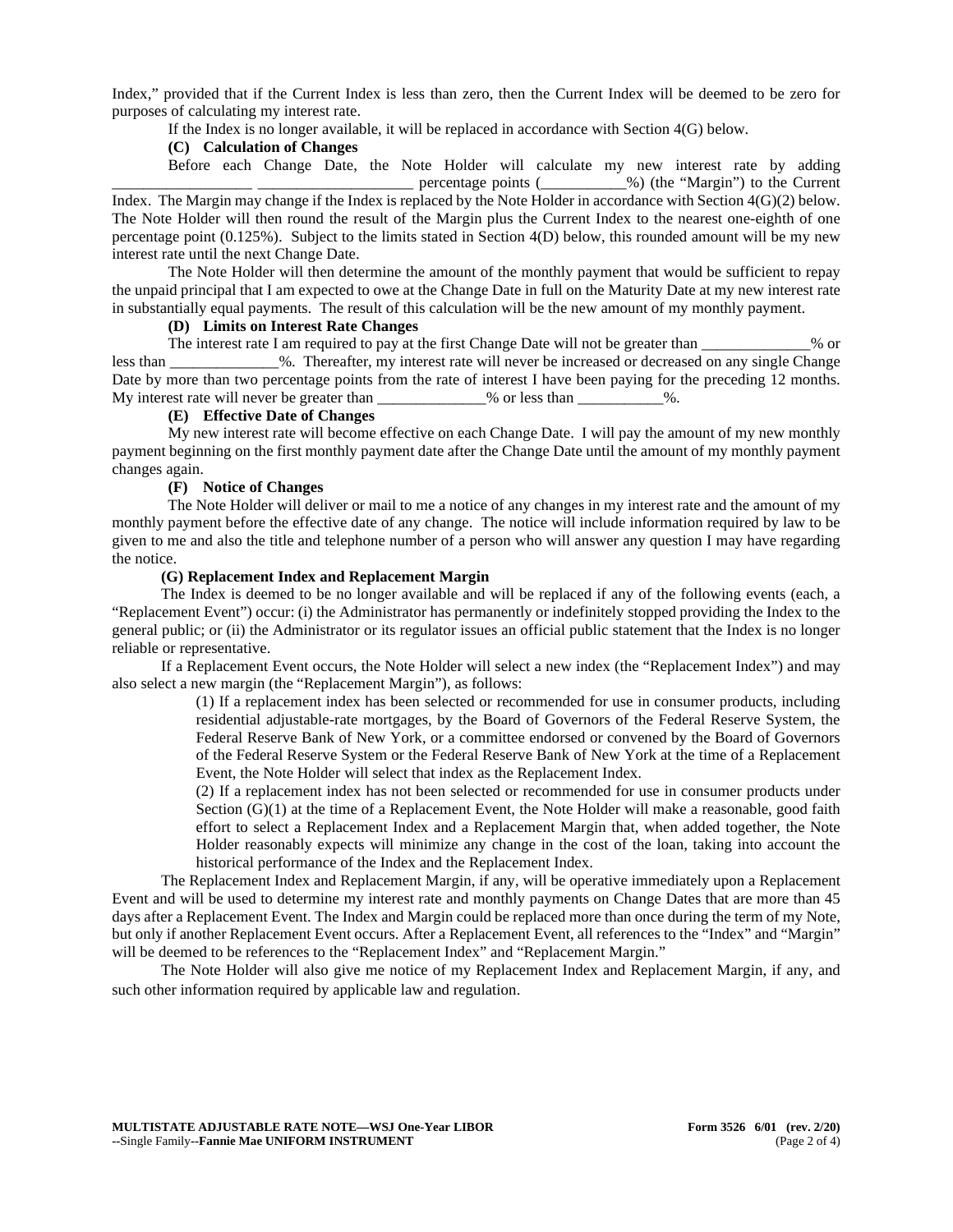Index," provided that if the Current Index is less than zero, then the Current Index will be deemed to be zero for purposes of calculating my interest rate.

If the Index is no longer available, it will be replaced in accordance with Section 4(G) below.

**(C) Calculation of Changes**

Before each Change Date, the Note Holder will calculate my new interest rate by adding __________________ ____________________ percentage points (___________%) (the "Margin") to the Current Index. The Margin may change if the Index is replaced by the Note Holder in accordance with Section 4(G)(2) below. The Note Holder will then round the result of the Margin plus the Current Index to the nearest one-eighth of one percentage point (0.125%). Subject to the limits stated in Section 4(D) below, this rounded amount will be my new interest rate until the next Change Date.

The Note Holder will then determine the amount of the monthly payment that would be sufficient to repay the unpaid principal that I am expected to owe at the Change Date in full on the Maturity Date at my new interest rate in substantially equal payments. The result of this calculation will be the new amount of my monthly payment.

**(D) Limits on Interest Rate Changes**

The interest rate I am required to pay at the first Change Date will not be greater than ______________% or less than ______________%. Thereafter, my interest rate will never be increased or decreased on any single Change Date by more than two percentage points from the rate of interest I have been paying for the preceding 12 months. My interest rate will never be greater than ______________% or less than ___________%.

**(E) Effective Date of Changes**

My new interest rate will become effective on each Change Date. I will pay the amount of my new monthly payment beginning on the first monthly payment date after the Change Date until the amount of my monthly payment changes again.

**(F) Notice of Changes**

The Note Holder will deliver or mail to me a notice of any changes in my interest rate and the amount of my monthly payment before the effective date of any change. The notice will include information required by law to be given to me and also the title and telephone number of a person who will answer any question I may have regarding the notice.

**(G) Replacement Index and Replacement Margin**

The Index is deemed to be no longer available and will be replaced if any of the following events (each, a "Replacement Event") occur: (i) the Administrator has permanently or indefinitely stopped providing the Index to the general public; or (ii) the Administrator or its regulator issues an official public statement that the Index is no longer reliable or representative.

If a Replacement Event occurs, the Note Holder will select a new index (the "Replacement Index") and may also select a new margin (the "Replacement Margin"), as follows:

(1) If a replacement index has been selected or recommended for use in consumer products, including residential adjustable-rate mortgages, by the Board of Governors of the Federal Reserve System, the Federal Reserve Bank of New York, or a committee endorsed or convened by the Board of Governors of the Federal Reserve System or the Federal Reserve Bank of New York at the time of a Replacement Event, the Note Holder will select that index as the Replacement Index.

(2) If a replacement index has not been selected or recommended for use in consumer products under Section (G)(1) at the time of a Replacement Event, the Note Holder will make a reasonable, good faith effort to select a Replacement Index and a Replacement Margin that, when added together, the Note Holder reasonably expects will minimize any change in the cost of the loan, taking into account the historical performance of the Index and the Replacement Index.

The Replacement Index and Replacement Margin, if any, will be operative immediately upon a Replacement Event and will be used to determine my interest rate and monthly payments on Change Dates that are more than 45 days after a Replacement Event. The Index and Margin could be replaced more than once during the term of my Note, but only if another Replacement Event occurs. After a Replacement Event, all references to the "Index" and "Margin" will be deemed to be references to the "Replacement Index" and "Replacement Margin."

The Note Holder will also give me notice of my Replacement Index and Replacement Margin, if any, and such other information required by applicable law and regulation.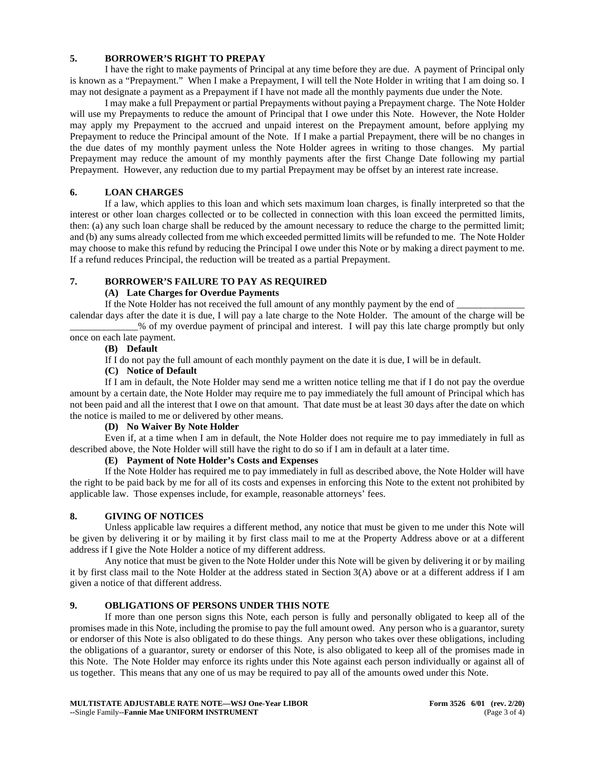## 5. BORROWER'S RIGHT TO PREPAY

I have the right to make payments of Principal at any time before they are due. A payment of Principal only is known as a "Prepayment." When I make a Prepayment, I will tell the Note Holder in writing that I am doing so. I may not designate a payment as a Prepayment if I have not made all the monthly payments due under the Note.

I may make a full Prepayment or partial Prepayments without paying a Prepayment charge. The Note Holder will use my Prepayments to reduce the amount of Principal that I owe under this Note. However, the Note Holder may apply my Prepayment to the accrued and unpaid interest on the Prepayment amount, before applying my Prepayment to reduce the Principal amount of the Note. If I make a partial Prepayment, there will be no changes in the due dates of my monthly payment unless the Note Holder agrees in writing to those changes. My partial Prepayment may reduce the amount of my monthly payments after the first Change Date following my partial Prepayment. However, any reduction due to my partial Prepayment may be offset by an interest rate increase.

## 6. LOAN CHARGES

If a law, which applies to this loan and which sets maximum loan charges, is finally interpreted so that the interest or other loan charges collected or to be collected in connection with this loan exceed the permitted limits, then: (a) any such loan charge shall be reduced by the amount necessary to reduce the charge to the permitted limit; and (b) any sums already collected from me which exceeded permitted limits will be refunded to me. The Note Holder may choose to make this refund by reducing the Principal I owe under this Note or by making a direct payment to me. If a refund reduces Principal, the reduction will be treated as a partial Prepayment.

## 7. BORROWER'S FAILURE TO PAY AS REQUIRED

### (A) Late Charges for Overdue Payments

If the Note Holder has not received the full amount of any monthly payment by the end of ______________ calendar days after the date it is due, I will pay a late charge to the Note Holder. The amount of the charge will be ______________% of my overdue payment of principal and interest. I will pay this late charge promptly but only once on each late payment.

### (B) Default

If I do not pay the full amount of each monthly payment on the date it is due, I will be in default.

### (C) Notice of Default

If I am in default, the Note Holder may send me a written notice telling me that if I do not pay the overdue amount by a certain date, the Note Holder may require me to pay immediately the full amount of Principal which has not been paid and all the interest that I owe on that amount. That date must be at least 30 days after the date on which the notice is mailed to me or delivered by other means.

### (D) No Waiver By Note Holder

Even if, at a time when I am in default, the Note Holder does not require me to pay immediately in full as described above, the Note Holder will still have the right to do so if I am in default at a later time.

### (E) Payment of Note Holder's Costs and Expenses

If the Note Holder has required me to pay immediately in full as described above, the Note Holder will have the right to be paid back by me for all of its costs and expenses in enforcing this Note to the extent not prohibited by applicable law. Those expenses include, for example, reasonable attorneys' fees.

## 8. GIVING OF NOTICES

Unless applicable law requires a different method, any notice that must be given to me under this Note will be given by delivering it or by mailing it by first class mail to me at the Property Address above or at a different address if I give the Note Holder a notice of my different address.

Any notice that must be given to the Note Holder under this Note will be given by delivering it or by mailing it by first class mail to the Note Holder at the address stated in Section 3(A) above or at a different address if I am given a notice of that different address.

## 9. OBLIGATIONS OF PERSONS UNDER THIS NOTE

If more than one person signs this Note, each person is fully and personally obligated to keep all of the promises made in this Note, including the promise to pay the full amount owed. Any person who is a guarantor, surety or endorser of this Note is also obligated to do these things. Any person who takes over these obligations, including the obligations of a guarantor, surety or endorser of this Note, is also obligated to keep all of the promises made in this Note. The Note Holder may enforce its rights under this Note against each person individually or against all of us together. This means that any one of us may be required to pay all of the amounts owed under this Note.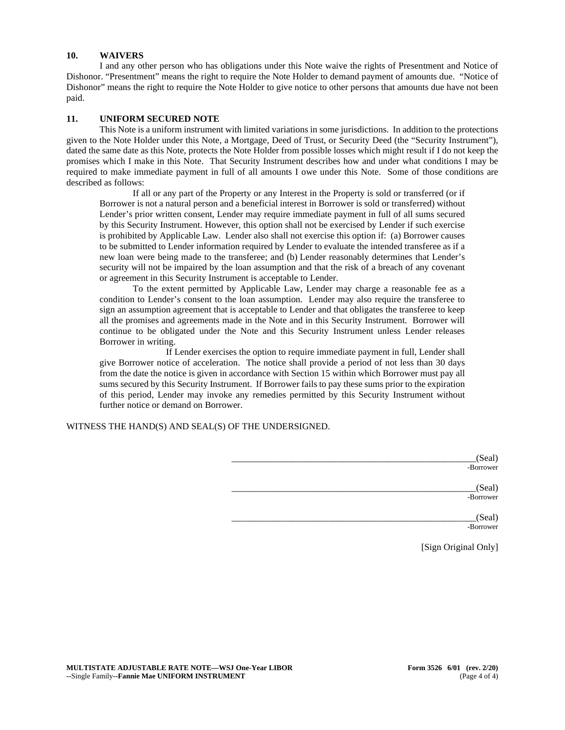**10. WAIVERS**

I and any other person who has obligations under this Note waive the rights of Presentment and Notice of Dishonor. “Presentment” means the right to require the Note Holder to demand payment of amounts due. “Notice of Dishonor” means the right to require the Note Holder to give notice to other persons that amounts due have not been paid.

**11. UNIFORM SECURED NOTE**

This Note is a uniform instrument with limited variations in some jurisdictions. In addition to the protections given to the Note Holder under this Note, a Mortgage, Deed of Trust, or Security Deed (the “Security Instrument”), dated the same date as this Note, protects the Note Holder from possible losses which might result if I do not keep the promises which I make in this Note. That Security Instrument describes how and under what conditions I may be required to make immediate payment in full of all amounts I owe under this Note. Some of those conditions are described as follows:

> If all or any part of the Property or any Interest in the Property is sold or transferred (or if Borrower is not a natural person and a beneficial interest in Borrower is sold or transferred) without Lender’s prior written consent, Lender may require immediate payment in full of all sums secured by this Security Instrument. However, this option shall not be exercised by Lender if such exercise is prohibited by Applicable Law. Lender also shall not exercise this option if: (a) Borrower causes to be submitted to Lender information required by Lender to evaluate the intended transferee as if a new loan were being made to the transferee; and (b) Lender reasonably determines that Lender’s security will not be impaired by the loan assumption and that the risk of a breach of any covenant or agreement in this Security Instrument is acceptable to Lender.
>
> To the extent permitted by Applicable Law, Lender may charge a reasonable fee as a condition to Lender’s consent to the loan assumption. Lender may also require the transferee to sign an assumption agreement that is acceptable to Lender and that obligates the transferee to keep all the promises and agreements made in the Note and in this Security Instrument. Borrower will continue to be obligated under the Note and this Security Instrument unless Lender releases Borrower in writing.
>
> If Lender exercises the option to require immediate payment in full, Lender shall give Borrower notice of acceleration. The notice shall provide a period of not less than 30 days from the date the notice is given in accordance with Section 15 within which Borrower must pay all sums secured by this Security Instrument. If Borrower fails to pay these sums prior to the expiration of this period, Lender may invoke any remedies permitted by this Security Instrument without further notice or demand on Borrower.

WITNESS THE HAND(S) AND SEAL(S) OF THE UNDERSIGNED.

_______________________________________________________(Seal)
-Borrower

_______________________________________________________(Seal)
-Borrower

_______________________________________________________(Seal)
-Borrower

[Sign Original Only]

**MULTISTATE ADJUSTABLE RATE NOTE—WSJ One-Year LIBOR**
--Single Family--**Fannie Mae UNIFORM INSTRUMENT**

**Form 3526 6/01 (rev. 2/20)**